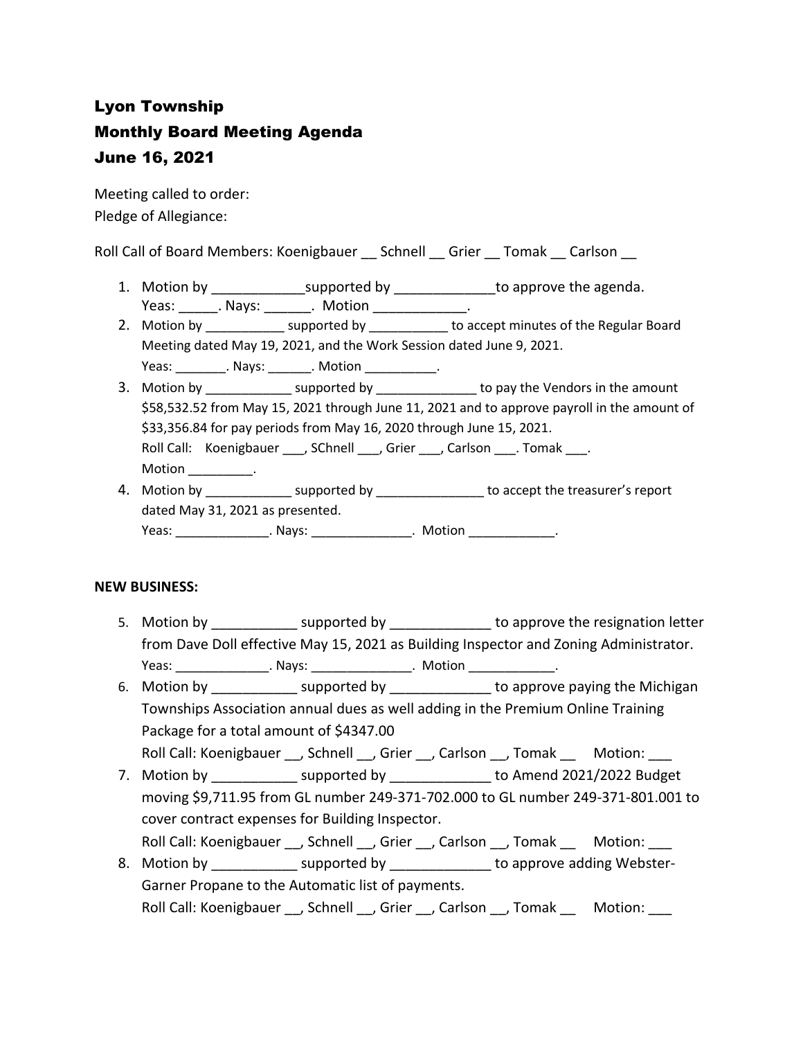# Lyon Township
# Monthly Board Meeting Agenda
# June 16, 2021

Meeting called to order:
Pledge of Allegiance:

Roll Call of Board Members: Koenigbauer __ Schnell __ Grier __ Tomak __ Carlson __

1. Motion by ____________supported by _____________to approve the agenda.
   Yeas: _____. Nays: ______. Motion ____________.
2. Motion by ___________ supported by ___________ to accept minutes of the Regular Board Meeting dated May 19, 2021, and the Work Session dated June 9, 2021.
   Yeas: _______. Nays: ______. Motion __________.
3. Motion by ____________ supported by ______________ to pay the Vendors in the amount $58,532.52 from May 15, 2021 through June 11, 2021 and to approve payroll in the amount of $33,356.84 for pay periods from May 16, 2020 through June 15, 2021.
   Roll Call: Koenigbauer ___, SChnell ___, Grier ___, Carlson ___. Tomak ___.
   Motion _________.
4. Motion by ____________ supported by _______________ to accept the treasurer's report dated May 31, 2021 as presented.
   Yeas: _____________. Nays: ______________. Motion ____________.

**NEW BUSINESS:**

5. Motion by ___________ supported by _____________ to approve the resignation letter from Dave Doll effective May 15, 2021 as Building Inspector and Zoning Administrator.
   Yeas: _____________. Nays: ______________. Motion ____________.
6. Motion by ___________ supported by _____________ to approve paying the Michigan Townships Association annual dues as well adding in the Premium Online Training Package for a total amount of $4347.00
   Roll Call: Koenigbauer __, Schnell __, Grier __, Carlson __, Tomak __ Motion: ___
7. Motion by ___________ supported by _____________ to Amend 2021/2022 Budget moving $9,711.95 from GL number 249-371-702.000 to GL number 249-371-801.001 to cover contract expenses for Building Inspector.
   Roll Call: Koenigbauer __, Schnell __, Grier __, Carlson __, Tomak __ Motion: ___
8. Motion by ___________ supported by _____________ to approve adding Webster-Garner Propane to the Automatic list of payments.
   Roll Call: Koenigbauer __, Schnell __, Grier __, Carlson __, Tomak __ Motion: ___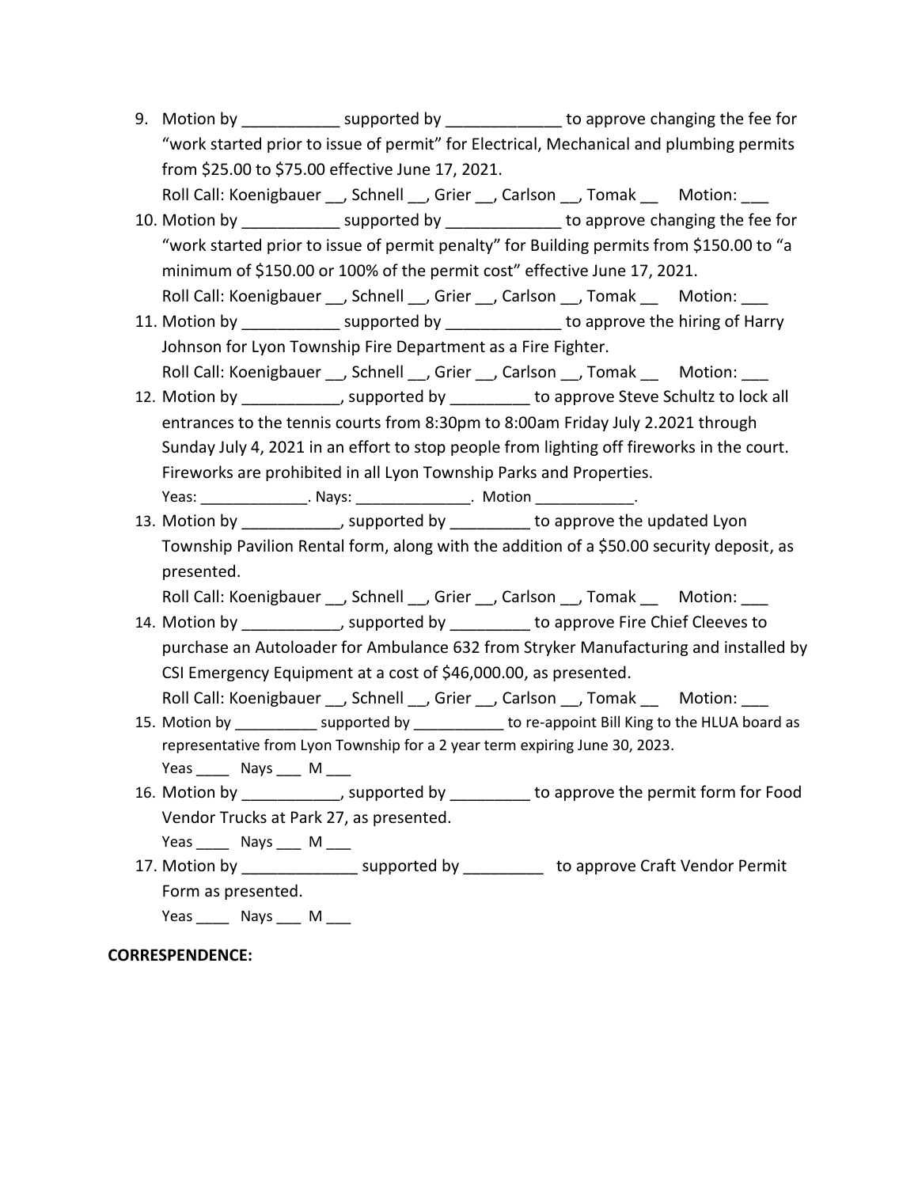9. Motion by ___________ supported by _____________ to approve changing the fee for "work started prior to issue of permit" for Electrical, Mechanical and plumbing permits from $25.00 to $75.00 effective June 17, 2021.
   Roll Call: Koenigbauer __, Schnell __, Grier __, Carlson __, Tomak __ Motion: ___
10. Motion by ___________ supported by _____________ to approve changing the fee for "work started prior to issue of permit penalty" for Building permits from $150.00 to "a minimum of $150.00 or 100% of the permit cost" effective June 17, 2021.
    Roll Call: Koenigbauer __, Schnell __, Grier __, Carlson __, Tomak __ Motion: ___
11. Motion by ___________ supported by _____________ to approve the hiring of Harry Johnson for Lyon Township Fire Department as a Fire Fighter.
    Roll Call: Koenigbauer __, Schnell __, Grier __, Carlson __, Tomak __ Motion: ___
12. Motion by ___________, supported by _________ to approve Steve Schultz to lock all entrances to the tennis courts from 8:30pm to 8:00am Friday July 2.2021 through Sunday July 4, 2021 in an effort to stop people from lighting off fireworks in the court. Fireworks are prohibited in all Lyon Township Parks and Properties.
    Yeas: _____________. Nays: ______________. Motion ____________.
13. Motion by ___________, supported by _________ to approve the updated Lyon Township Pavilion Rental form, along with the addition of a $50.00 security deposit, as presented.
    Roll Call: Koenigbauer __, Schnell __, Grier __, Carlson __, Tomak __ Motion: ___
14. Motion by ___________, supported by _________ to approve Fire Chief Cleeves to purchase an Autoloader for Ambulance 632 from Stryker Manufacturing and installed by CSI Emergency Equipment at a cost of $46,000.00, as presented.
    Roll Call: Koenigbauer __, Schnell __, Grier __, Carlson __, Tomak __ Motion: ___
15. Motion by __________ supported by ___________ to re-appoint Bill King to the HLUA board as representative from Lyon Township for a 2 year term expiring June 30, 2023.
    Yeas ____ Nays ___ M ___
16. Motion by ___________, supported by _________ to approve the permit form for Food Vendor Trucks at Park 27, as presented.
    Yeas ____ Nays ___ M ___
17. Motion by _____________ supported by _________ to approve Craft Vendor Permit Form as presented.
    Yeas ____ Nays ___ M ___

**CORRESPENDENCE:**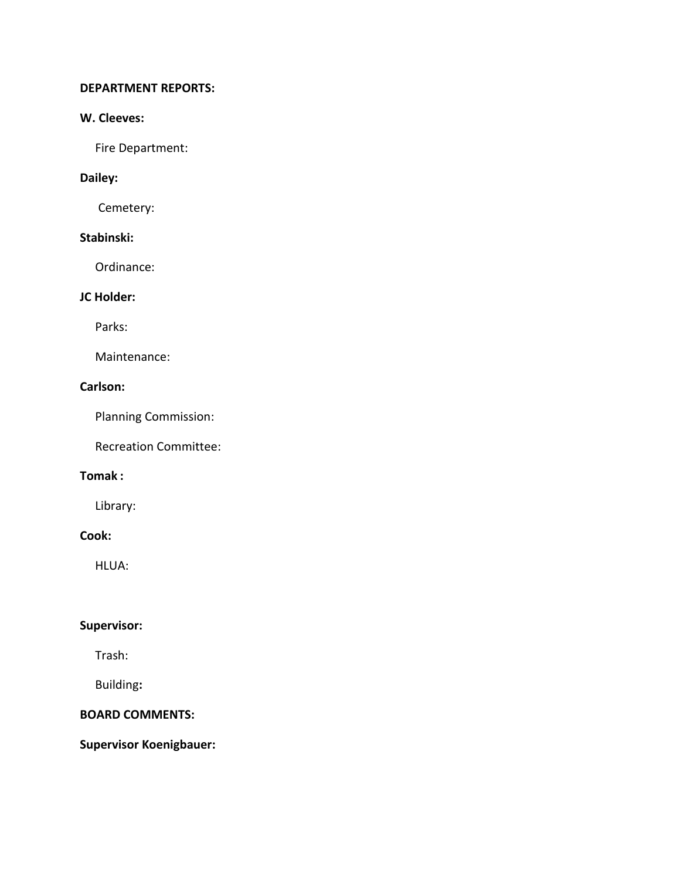**DEPARTMENT REPORTS:**

**W. Cleeves:**

Fire Department:

**Dailey:**

Cemetery:

**Stabinski:**

Ordinance:

**JC Holder:**

Parks:

Maintenance:

**Carlson:**

Planning Commission:

Recreation Committee:

**Tomak :**

Library:

**Cook:**

HLUA:

**Supervisor:**

Trash:

Building**:**

**BOARD COMMENTS:**

**Supervisor Koenigbauer:**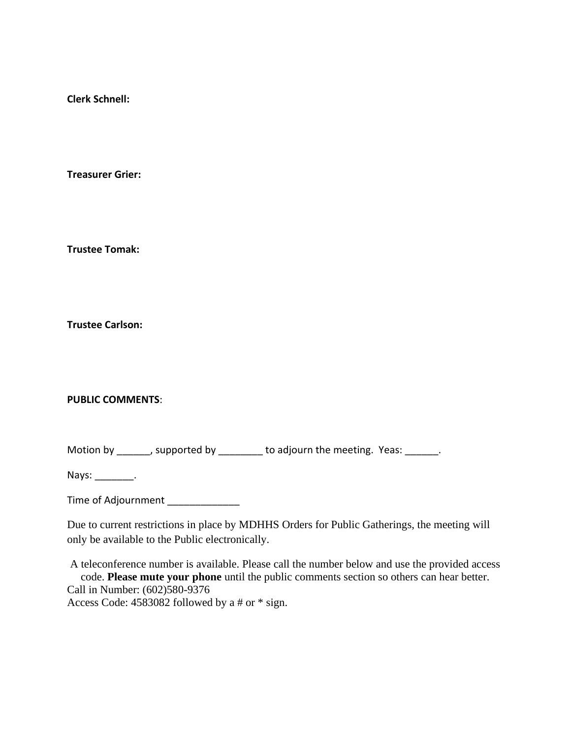**Clerk Schnell:**

**Treasurer Grier:**

**Trustee Tomak:**

**Trustee Carlson:**

**PUBLIC COMMENTS**:

Motion by ______, supported by ________ to adjourn the meeting. Yeas: ______.

Nays: _______.

Time of Adjournment _____________

Due to current restrictions in place by MDHHS Orders for Public Gatherings, the meeting will only be available to the Public electronically.

A teleconference number is available. Please call the number below and use the provided access code. **Please mute your phone** until the public comments section so others can hear better.
Call in Number: (602)580-9376
Access Code: 4583082 followed by a # or * sign.